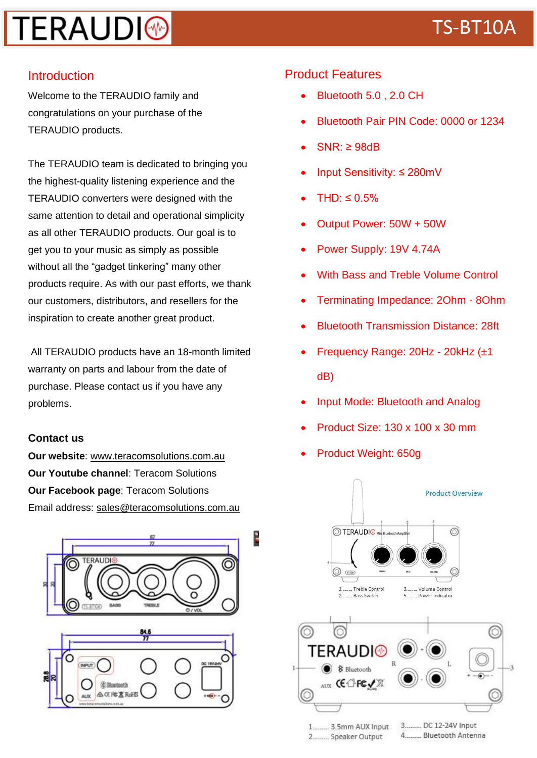# TERAUDIO TS-BT10A

## Introduction

Welcome to the TERAUDIO family and congratulations on your purchase of the TERAUDIO products.

The TERAUDIO team is dedicated to bringing you the highest-quality listening experience and the TERAUDIO converters were designed with the same attention to detail and operational simplicity as all other TERAUDIO products. Our goal is to get you to your music as simply as possible without all the "gadget tinkering" many other products require. As with our past efforts, we thank our customers, distributors, and resellers for the inspiration to create another great product.

All TERAUDIO products have an 18-month limited warranty on parts and labour from the date of purchase. Please contact us if you have any problems.

**Contact us**

**Our website**: www.teracomsolutions.com.au
**Our Youtube channel**: Teracom Solutions
**Our Facebook page**: Teracom Solutions
Email address: sales@teracomsolutions.com.au

## Product Features

- Bluetooth 5.0 , 2.0 CH
- Bluetooth Pair PIN Code: 0000 or 1234
- SNR: ≥ 98dB
- Input Sensitivity: ≤ 280mV
- THD: ≤ 0.5%
- Output Power: 50W + 50W
- Power Supply: 19V 4.74A
- With Bass and Treble Volume Control
- Terminating Impedance: 2Ohm - 8Ohm
- Bluetooth Transmission Distance: 28ft
- Frequency Range: 20Hz - 20kHz (±1 dB)
- Input Mode: Bluetooth and Analog
- Product Size: 130 x 100 x 30 mm
- Product Weight: 650g

Product Overview

1........ Treble Control
2........ Bass Switch
3........ Volume Control
5........ Power Indicator

1......... 3.5mm AUX Input
2......... Speaker Output
3......... DC 12-24V Input
4......... Bluetooth Antenna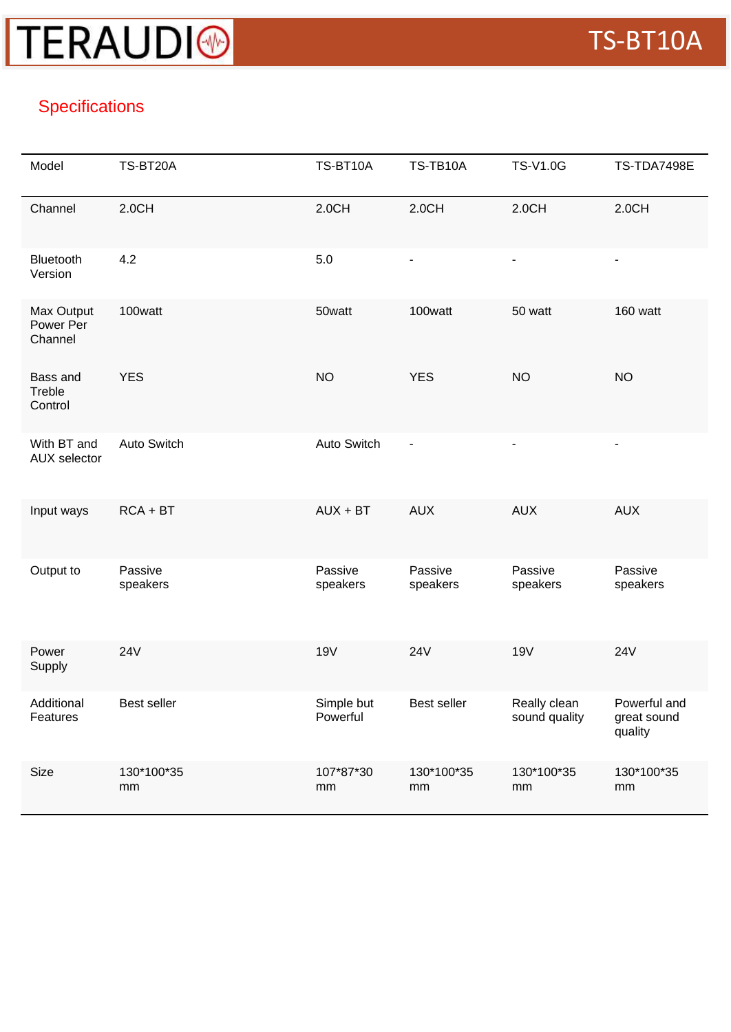## Specifications

| Model | TS-BT20A | TS-BT10A | TS-TB10A | TS-V1.0G | TS-TDA7498E |
| --- | --- | --- | --- | --- | --- |
| Channel | 2.0CH | 2.0CH | 2.0CH | 2.0CH | 2.0CH |
| Bluetooth Version | 4.2 | 5.0 | - | - | - |
| Max Output Power Per Channel | 100watt | 50watt | 100watt | 50 watt | 160 watt |
| Bass and Treble Control | YES | NO | YES | NO | NO |
| With BT and AUX selector | Auto Switch | Auto Switch | - | - | - |
| Input ways | RCA + BT | AUX + BT | AUX | AUX | AUX |
| Output to | Passive speakers | Passive speakers | Passive speakers | Passive speakers | Passive speakers |
| Power Supply | 24V | 19V | 24V | 19V | 24V |
| Additional Features | Best seller | Simple but Powerful | Best seller | Really clean sound quality | Powerful and great sound quality |
| Size | 130*100*35 mm | 107*87*30 mm | 130*100*35 mm | 130*100*35 mm | 130*100*35 mm |